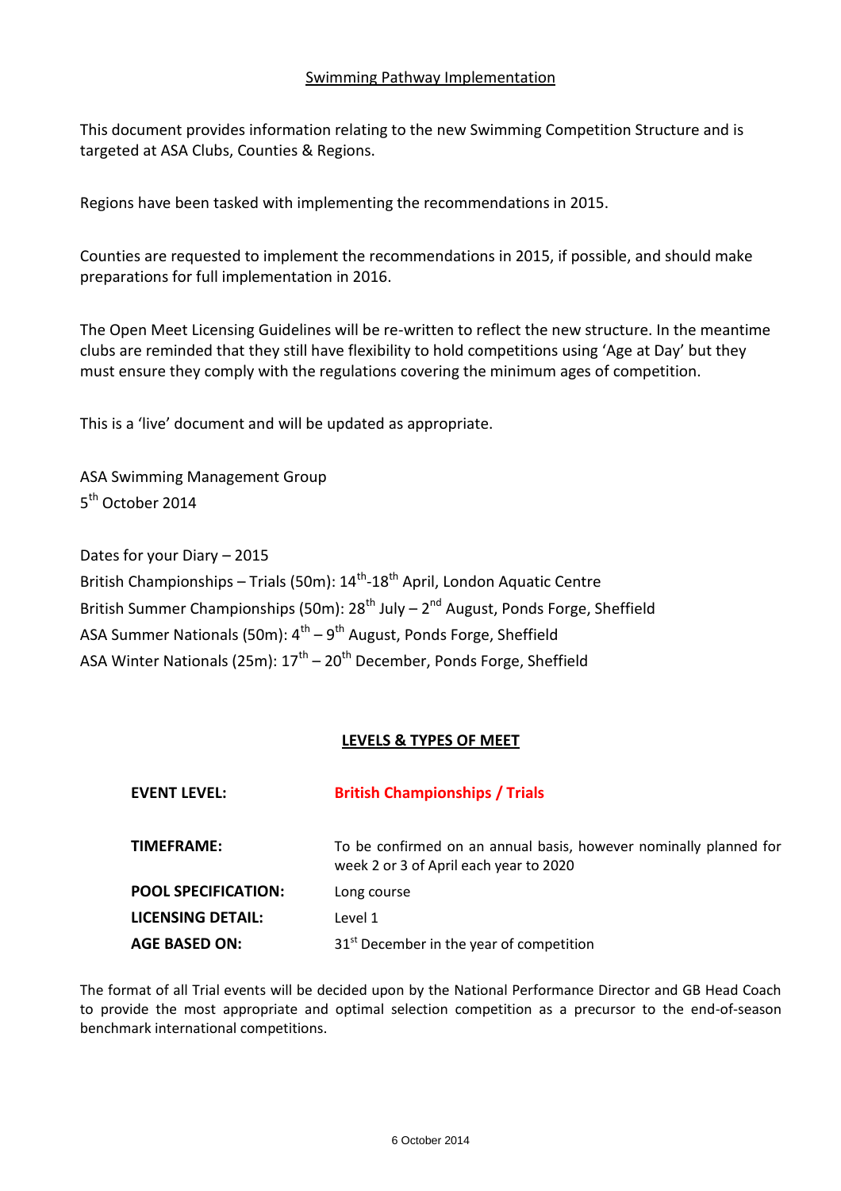## Swimming Pathway Implementation

This document provides information relating to the new Swimming Competition Structure and is targeted at ASA Clubs, Counties & Regions.

Regions have been tasked with implementing the recommendations in 2015.

Counties are requested to implement the recommendations in 2015, if possible, and should make preparations for full implementation in 2016.

The Open Meet Licensing Guidelines will be re-written to reflect the new structure. In the meantime clubs are reminded that they still have flexibility to hold competitions using 'Age at Day' but they must ensure they comply with the regulations covering the minimum ages of competition.

This is a 'live' document and will be updated as appropriate.

ASA Swimming Management Group
5th October 2014

Dates for your Diary – 2015
British Championships – Trials (50m): 14th-18th April, London Aquatic Centre
British Summer Championships (50m): 28th July – 2nd August, Ponds Forge, Sheffield
ASA Summer Nationals (50m): 4th – 9th August, Ponds Forge, Sheffield
ASA Winter Nationals (25m): 17th – 20th December, Ponds Forge, Sheffield

## LEVELS & TYPES OF MEET

| | |
|---|---|
| **EVENT LEVEL:** | **British Championships / Trials** |
| **TIMEFRAME:** | To be confirmed on an annual basis, however nominally planned for week 2 or 3 of April each year to 2020 |
| **POOL SPECIFICATION:** | Long course |
| **LICENSING DETAIL:** | Level 1 |
| **AGE BASED ON:** | 31st December in the year of competition |

The format of all Trial events will be decided upon by the National Performance Director and GB Head Coach to provide the most appropriate and optimal selection competition as a precursor to the end-of-season benchmark international competitions.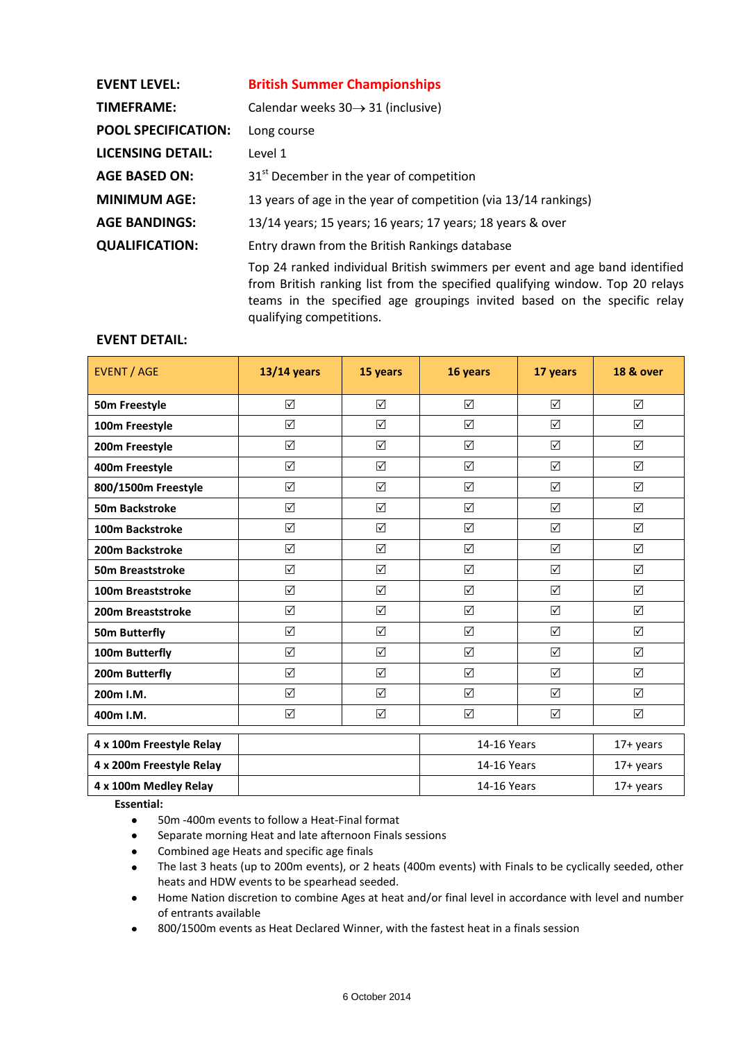**EVENT LEVEL:** **British Summer Championships**

**TIMEFRAME:** Calendar weeks 30→ 31 (inclusive)

**POOL SPECIFICATION:** Long course

**LICENSING DETAIL:** Level 1

**AGE BASED ON:** 31st December in the year of competition

**MINIMUM AGE:** 13 years of age in the year of competition (via 13/14 rankings)

**AGE BANDINGS:** 13/14 years; 15 years; 16 years; 17 years; 18 years & over

**QUALIFICATION:** Entry drawn from the British Rankings database

Top 24 ranked individual British swimmers per event and age band identified from British ranking list from the specified qualifying window. Top 20 relays teams in the specified age groupings invited based on the specific relay qualifying competitions.

**EVENT DETAIL:**

| EVENT / AGE | 13/14 years | 15 years | 16 years | 17 years | 18 & over |
|---|---|---|---|---|---|
| **50m Freestyle** | ☑ | ☑ | ☑ | ☑ | ☑ |
| **100m Freestyle** | ☑ | ☑ | ☑ | ☑ | ☑ |
| **200m Freestyle** | ☑ | ☑ | ☑ | ☑ | ☑ |
| **400m Freestyle** | ☑ | ☑ | ☑ | ☑ | ☑ |
| **800/1500m Freestyle** | ☑ | ☑ | ☑ | ☑ | ☑ |
| **50m Backstroke** | ☑ | ☑ | ☑ | ☑ | ☑ |
| **100m Backstroke** | ☑ | ☑ | ☑ | ☑ | ☑ |
| **200m Backstroke** | ☑ | ☑ | ☑ | ☑ | ☑ |
| **50m Breaststroke** | ☑ | ☑ | ☑ | ☑ | ☑ |
| **100m Breaststroke** | ☑ | ☑ | ☑ | ☑ | ☑ |
| **200m Breaststroke** | ☑ | ☑ | ☑ | ☑ | ☑ |
| **50m Butterfly** | ☑ | ☑ | ☑ | ☑ | ☑ |
| **100m Butterfly** | ☑ | ☑ | ☑ | ☑ | ☑ |
| **200m Butterfly** | ☑ | ☑ | ☑ | ☑ | ☑ |
| **200m I.M.** | ☑ | ☑ | ☑ | ☑ | ☑ |
| **400m I.M.** | ☑ | ☑ | ☑ | ☑ | ☑ |
| **4 x 100m Freestyle Relay** | | | 14-16 Years | | 17+ years |
| **4 x 200m Freestyle Relay** | | | 14-16 Years | | 17+ years |
| **4 x 100m Medley Relay** | | | 14-16 Years | | 17+ years |

**Essential:**

- 50m -400m events to follow a Heat-Final format
- Separate morning Heat and late afternoon Finals sessions
- Combined age Heats and specific age finals
- The last 3 heats (up to 200m events), or 2 heats (400m events) with Finals to be cyclically seeded, other heats and HDW events to be spearhead seeded.
- Home Nation discretion to combine Ages at heat and/or final level in accordance with level and number of entrants available
- 800/1500m events as Heat Declared Winner, with the fastest heat in a finals session

6 October 2014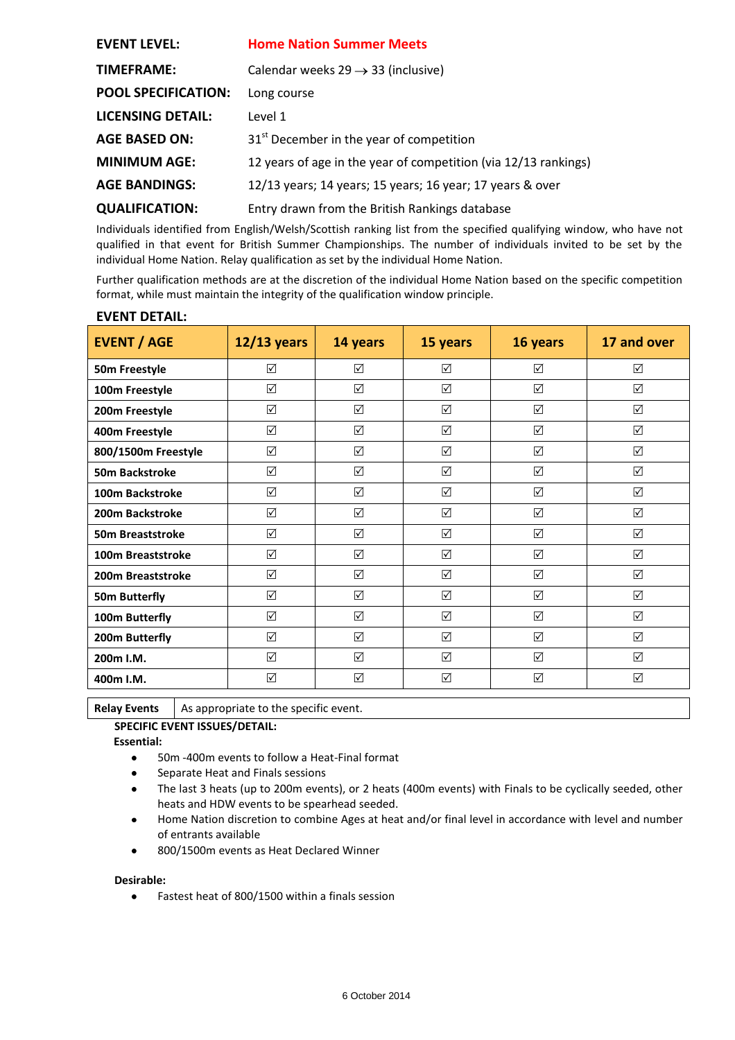**EVENT LEVEL:** **Home Nation Summer Meets**

**TIMEFRAME:** Calendar weeks 29 → 33 (inclusive)

**POOL SPECIFICATION:** Long course

**LICENSING DETAIL:** Level 1

**AGE BASED ON:** 31st December in the year of competition

**MINIMUM AGE:** 12 years of age in the year of competition (via 12/13 rankings)

**AGE BANDINGS:** 12/13 years; 14 years; 15 years; 16 year; 17 years & over

**QUALIFICATION:** Entry drawn from the British Rankings database

Individuals identified from English/Welsh/Scottish ranking list from the specified qualifying window, who have not qualified in that event for British Summer Championships. The number of individuals invited to be set by the individual Home Nation. Relay qualification as set by the individual Home Nation.

Further qualification methods are at the discretion of the individual Home Nation based on the specific competition format, while must maintain the integrity of the qualification window principle.

**EVENT DETAIL:**

| EVENT / AGE | 12/13 years | 14 years | 15 years | 16 years | 17 and over |
|---|---|---|---|---|---|
| 50m Freestyle | ☑ | ☑ | ☑ | ☑ | ☑ |
| 100m Freestyle | ☑ | ☑ | ☑ | ☑ | ☑ |
| 200m Freestyle | ☑ | ☑ | ☑ | ☑ | ☑ |
| 400m Freestyle | ☑ | ☑ | ☑ | ☑ | ☑ |
| 800/1500m Freestyle | ☑ | ☑ | ☑ | ☑ | ☑ |
| 50m Backstroke | ☑ | ☑ | ☑ | ☑ | ☑ |
| 100m Backstroke | ☑ | ☑ | ☑ | ☑ | ☑ |
| 200m Backstroke | ☑ | ☑ | ☑ | ☑ | ☑ |
| 50m Breaststroke | ☑ | ☑ | ☑ | ☑ | ☑ |
| 100m Breaststroke | ☑ | ☑ | ☑ | ☑ | ☑ |
| 200m Breaststroke | ☑ | ☑ | ☑ | ☑ | ☑ |
| 50m Butterfly | ☑ | ☑ | ☑ | ☑ | ☑ |
| 100m Butterfly | ☑ | ☑ | ☑ | ☑ | ☑ |
| 200m Butterfly | ☑ | ☑ | ☑ | ☑ | ☑ |
| 200m I.M. | ☑ | ☑ | ☑ | ☑ | ☑ |
| 400m I.M. | ☑ | ☑ | ☑ | ☑ | ☑ |

| Relay Events | As appropriate to the specific event. |
|---|---|

**SPECIFIC EVENT ISSUES/DETAIL:**

**Essential:**

- 50m -400m events to follow a Heat-Final format
- Separate Heat and Finals sessions
- The last 3 heats (up to 200m events), or 2 heats (400m events) with Finals to be cyclically seeded, other heats and HDW events to be spearhead seeded.
- Home Nation discretion to combine Ages at heat and/or final level in accordance with level and number of entrants available
- 800/1500m events as Heat Declared Winner

**Desirable:**

- Fastest heat of 800/1500 within a finals session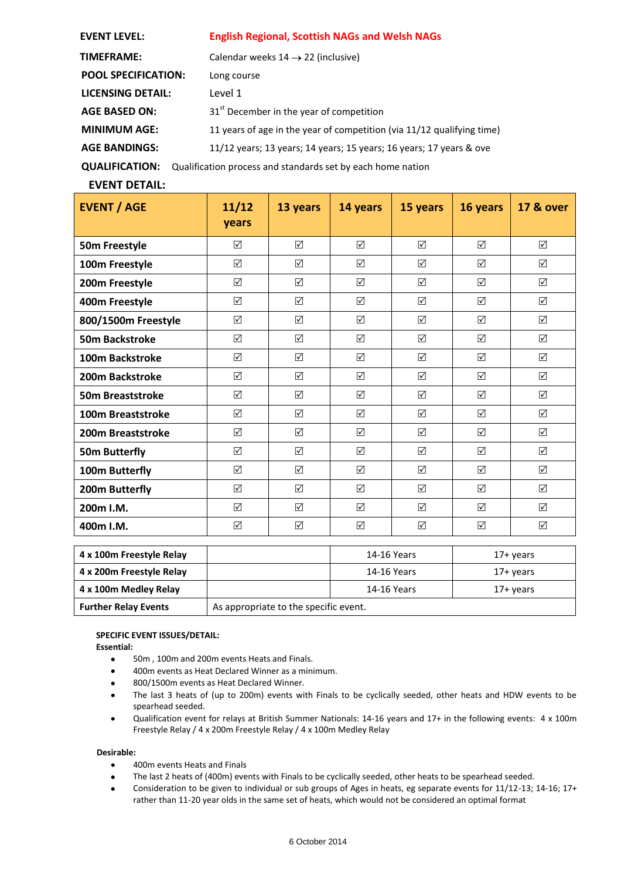**EVENT LEVEL:** **English Regional, Scottish NAGs and Welsh NAGs**

**TIMEFRAME:** Calendar weeks 14 → 22 (inclusive)

**POOL SPECIFICATION:** Long course

**LICENSING DETAIL:** Level 1

**AGE BASED ON:** 31st December in the year of competition

**MINIMUM AGE:** 11 years of age in the year of competition (via 11/12 qualifying time)

**AGE BANDINGS:** 11/12 years; 13 years; 14 years; 15 years; 16 years; 17 years & ove

**QUALIFICATION:** Qualification process and standards set by each home nation

**EVENT DETAIL:**

| EVENT / AGE | 11/12 years | 13 years | 14 years | 15 years | 16 years | 17 & over |
|---|---|---|---|---|---|---|
| 50m Freestyle | ☑ | ☑ | ☑ | ☑ | ☑ | ☑ |
| 100m Freestyle | ☑ | ☑ | ☑ | ☑ | ☑ | ☑ |
| 200m Freestyle | ☑ | ☑ | ☑ | ☑ | ☑ | ☑ |
| 400m Freestyle | ☑ | ☑ | ☑ | ☑ | ☑ | ☑ |
| 800/1500m Freestyle | ☑ | ☑ | ☑ | ☑ | ☑ | ☑ |
| 50m Backstroke | ☑ | ☑ | ☑ | ☑ | ☑ | ☑ |
| 100m Backstroke | ☑ | ☑ | ☑ | ☑ | ☑ | ☑ |
| 200m Backstroke | ☑ | ☑ | ☑ | ☑ | ☑ | ☑ |
| 50m Breaststroke | ☑ | ☑ | ☑ | ☑ | ☑ | ☑ |
| 100m Breaststroke | ☑ | ☑ | ☑ | ☑ | ☑ | ☑ |
| 200m Breaststroke | ☑ | ☑ | ☑ | ☑ | ☑ | ☑ |
| 50m Butterfly | ☑ | ☑ | ☑ | ☑ | ☑ | ☑ |
| 100m Butterfly | ☑ | ☑ | ☑ | ☑ | ☑ | ☑ |
| 200m Butterfly | ☑ | ☑ | ☑ | ☑ | ☑ | ☑ |
| 200m I.M. | ☑ | ☑ | ☑ | ☑ | ☑ | ☑ |
| 400m I.M. | ☑ | ☑ | ☑ | ☑ | ☑ | ☑ |

| Relay | | 14-16 | 17+ |
|---|---|---|---|
| 4 x 100m Freestyle Relay | | 14-16 Years | 17+ years |
| 4 x 200m Freestyle Relay | | 14-16 Years | 17+ years |
| 4 x 100m Medley Relay | | 14-16 Years | 17+ years |
| Further Relay Events | As appropriate to the specific event. | | |

**SPECIFIC EVENT ISSUES/DETAIL:**

**Essential:**

- 50m , 100m and 200m events Heats and Finals.
- 400m events as Heat Declared Winner as a minimum.
- 800/1500m events as Heat Declared Winner.
- The last 3 heats of (up to 200m) events with Finals to be cyclically seeded, other heats and HDW events to be spearhead seeded.
- Qualification event for relays at British Summer Nationals: 14-16 years and 17+ in the following events: 4 x 100m Freestyle Relay / 4 x 200m Freestyle Relay / 4 x 100m Medley Relay

**Desirable:**

- 400m events Heats and Finals
- The last 2 heats of (400m) events with Finals to be cyclically seeded, other heats to be spearhead seeded.
- Consideration to be given to individual or sub groups of Ages in heats, eg separate events for 11/12-13; 14-16; 17+ rather than 11-20 year olds in the same set of heats, which would not be considered an optimal format

6 October 2014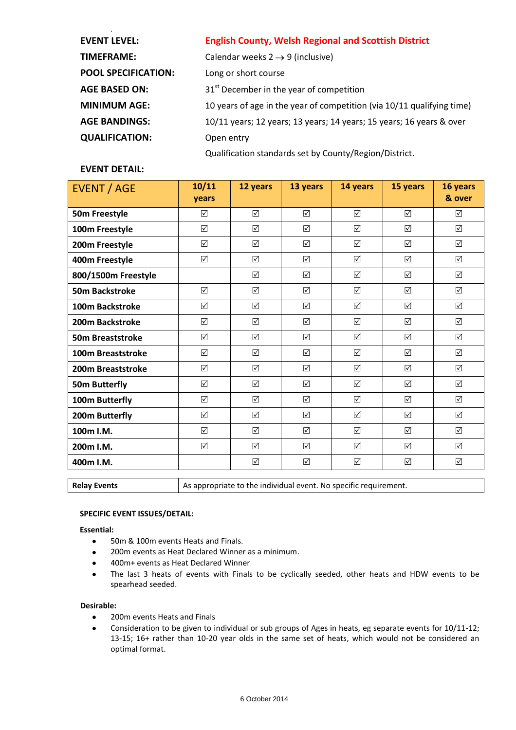| | |
|---|---|
| **EVENT LEVEL:** | **English County, Welsh Regional and Scottish District** |
| **TIMEFRAME:** | Calendar weeks 2 → 9 (inclusive) |
| **POOL SPECIFICATION:** | Long or short course |
| **AGE BASED ON:** | 31st December in the year of competition |
| **MINIMUM AGE:** | 10 years of age in the year of competition (via 10/11 qualifying time) |
| **AGE BANDINGS:** | 10/11 years; 12 years; 13 years; 14 years; 15 years; 16 years & over |
| **QUALIFICATION:** | Open entry |
| | Qualification standards set by County/Region/District. |

**EVENT DETAIL:**

| EVENT / AGE | 10/11 years | 12 years | 13 years | 14 years | 15 years | 16 years & over |
|---|---|---|---|---|---|---|
| **50m Freestyle** | ☑ | ☑ | ☑ | ☑ | ☑ | ☑ |
| **100m Freestyle** | ☑ | ☑ | ☑ | ☑ | ☑ | ☑ |
| **200m Freestyle** | ☑ | ☑ | ☑ | ☑ | ☑ | ☑ |
| **400m Freestyle** | ☑ | ☑ | ☑ | ☑ | ☑ | ☑ |
| **800/1500m Freestyle** | | ☑ | ☑ | ☑ | ☑ | ☑ |
| **50m Backstroke** | ☑ | ☑ | ☑ | ☑ | ☑ | ☑ |
| **100m Backstroke** | ☑ | ☑ | ☑ | ☑ | ☑ | ☑ |
| **200m Backstroke** | ☑ | ☑ | ☑ | ☑ | ☑ | ☑ |
| **50m Breaststroke** | ☑ | ☑ | ☑ | ☑ | ☑ | ☑ |
| **100m Breaststroke** | ☑ | ☑ | ☑ | ☑ | ☑ | ☑ |
| **200m Breaststroke** | ☑ | ☑ | ☑ | ☑ | ☑ | ☑ |
| **50m Butterfly** | ☑ | ☑ | ☑ | ☑ | ☑ | ☑ |
| **100m Butterfly** | ☑ | ☑ | ☑ | ☑ | ☑ | ☑ |
| **200m Butterfly** | ☑ | ☑ | ☑ | ☑ | ☑ | ☑ |
| **100m I.M.** | ☑ | ☑ | ☑ | ☑ | ☑ | ☑ |
| **200m I.M.** | ☑ | ☑ | ☑ | ☑ | ☑ | ☑ |
| **400m I.M.** | | ☑ | ☑ | ☑ | ☑ | ☑ |

| | |
|---|---|
| **Relay Events** | As appropriate to the individual event. No specific requirement. |

**SPECIFIC EVENT ISSUES/DETAIL:**

**Essential:**

- 50m & 100m events Heats and Finals.
- 200m events as Heat Declared Winner as a minimum.
- 400m+ events as Heat Declared Winner
- The last 3 heats of events with Finals to be cyclically seeded, other heats and HDW events to be spearhead seeded.

**Desirable:**

- 200m events Heats and Finals
- Consideration to be given to individual or sub groups of Ages in heats, eg separate events for 10/11-12; 13-15; 16+ rather than 10-20 year olds in the same set of heats, which would not be considered an optimal format.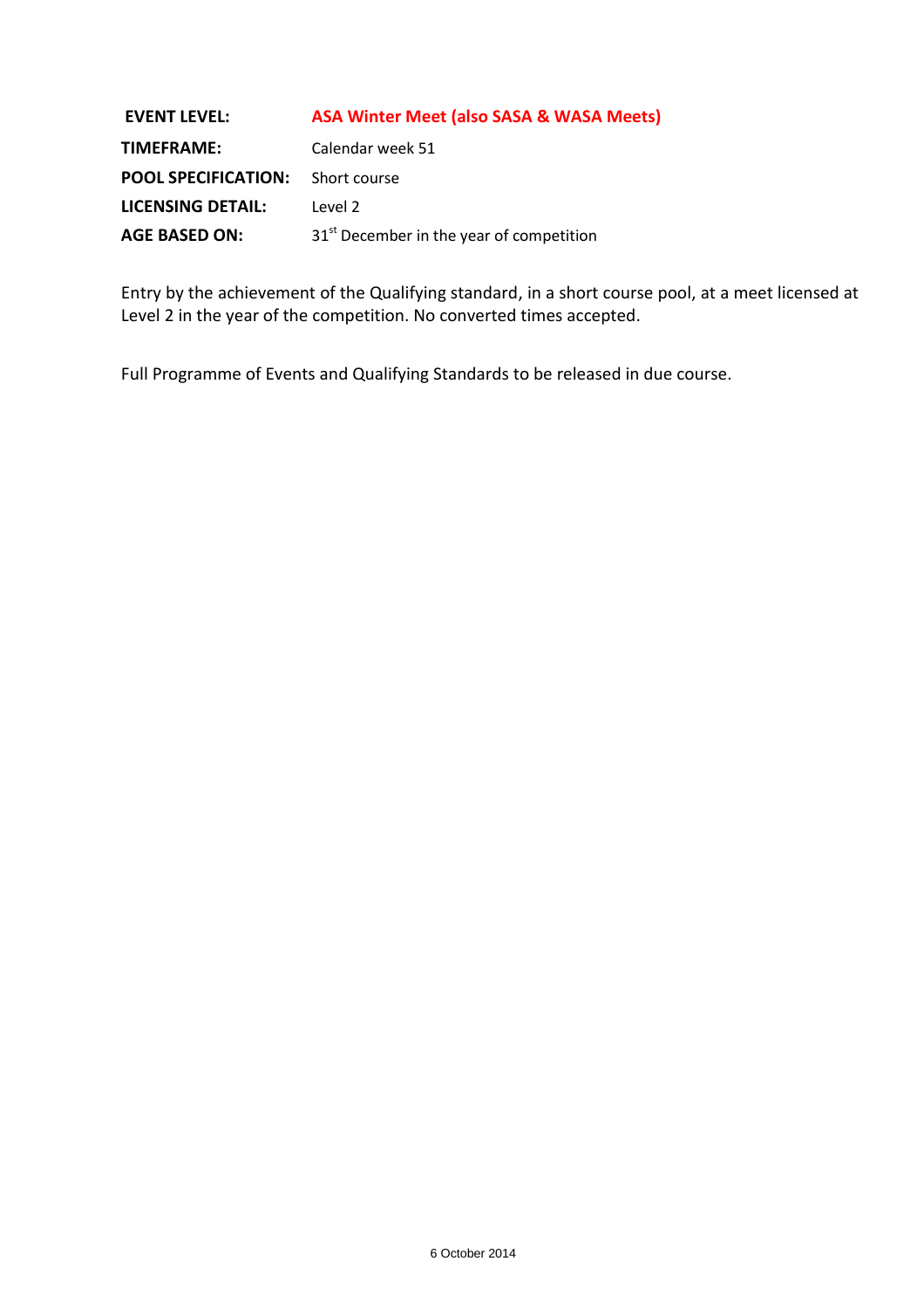| | |
|---|---|
| **EVENT LEVEL:** | **ASA Winter Meet (also SASA & WASA Meets)** |
| **TIMEFRAME:** | Calendar week 51 |
| **POOL SPECIFICATION:** | Short course |
| **LICENSING DETAIL:** | Level 2 |
| **AGE BASED ON:** | 31st December in the year of competition |

Entry by the achievement of the Qualifying standard, in a short course pool, at a meet licensed at Level 2 in the year of the competition. No converted times accepted.

Full Programme of Events and Qualifying Standards to be released in due course.